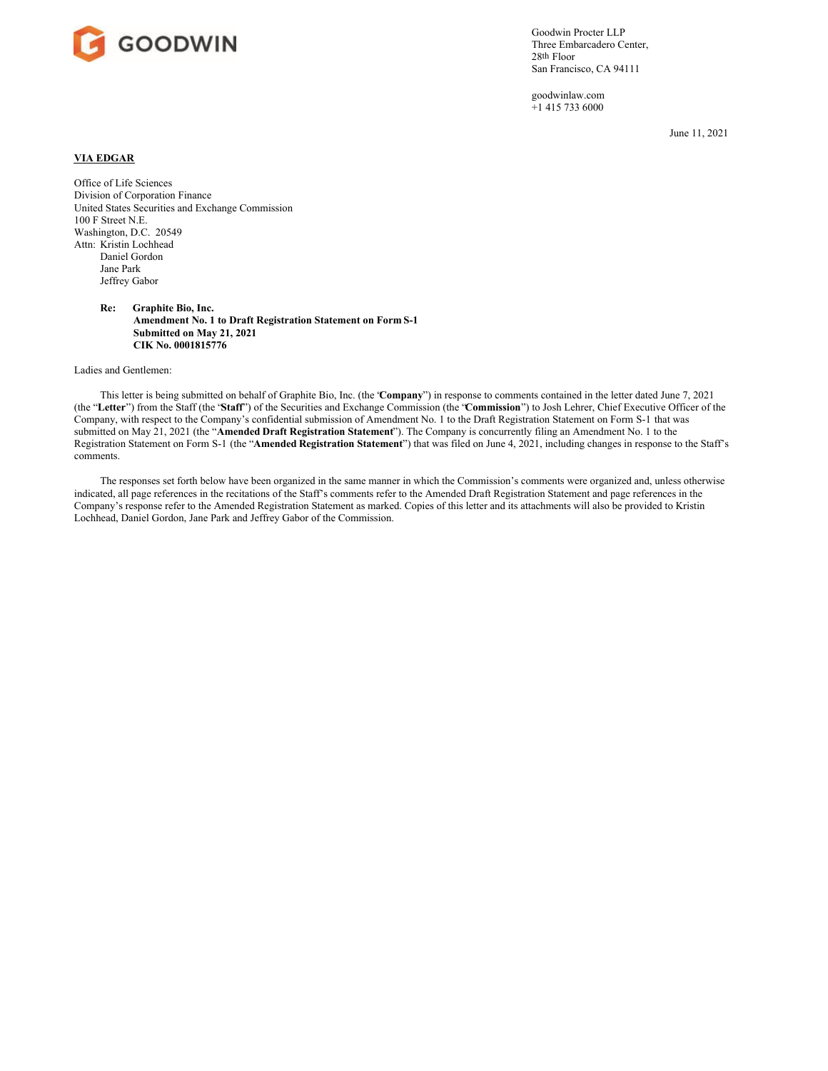GOODWIN

Goodwin Procter LLP
Three Embarcadero Center,
28th Floor
San Francisco, CA 94111

goodwinlaw.com
+1 415 733 6000

June 11, 2021

**VIA EDGAR**

Office of Life Sciences
Division of Corporation Finance
United States Securities and Exchange Commission
100 F Street N.E.
Washington, D.C. 20549
Attn: Kristin Lochhead
Daniel Gordon
Jane Park
Jeffrey Gabor

**Re: Graphite Bio, Inc.**
**Amendment No. 1 to Draft Registration Statement on Form S-1**
**Submitted on May 21, 2021**
**CIK No. 0001815776**

Ladies and Gentlemen:

This letter is being submitted on behalf of Graphite Bio, Inc. (the "**Company**") in response to comments contained in the letter dated June 7, 2021 (the "**Letter**") from the Staff (the "**Staff**") of the Securities and Exchange Commission (the "**Commission**") to Josh Lehrer, Chief Executive Officer of the Company, with respect to the Company's confidential submission of Amendment No. 1 to the Draft Registration Statement on Form S-1 that was submitted on May 21, 2021 (the "**Amended Draft Registration Statement**"). The Company is concurrently filing an Amendment No. 1 to the Registration Statement on Form S-1 (the "**Amended Registration Statement**") that was filed on June 4, 2021, including changes in response to the Staff's comments.

The responses set forth below have been organized in the same manner in which the Commission's comments were organized and, unless otherwise indicated, all page references in the recitations of the Staff's comments refer to the Amended Draft Registration Statement and page references in the Company's response refer to the Amended Registration Statement as marked. Copies of this letter and its attachments will also be provided to Kristin Lochhead, Daniel Gordon, Jane Park and Jeffrey Gabor of the Commission.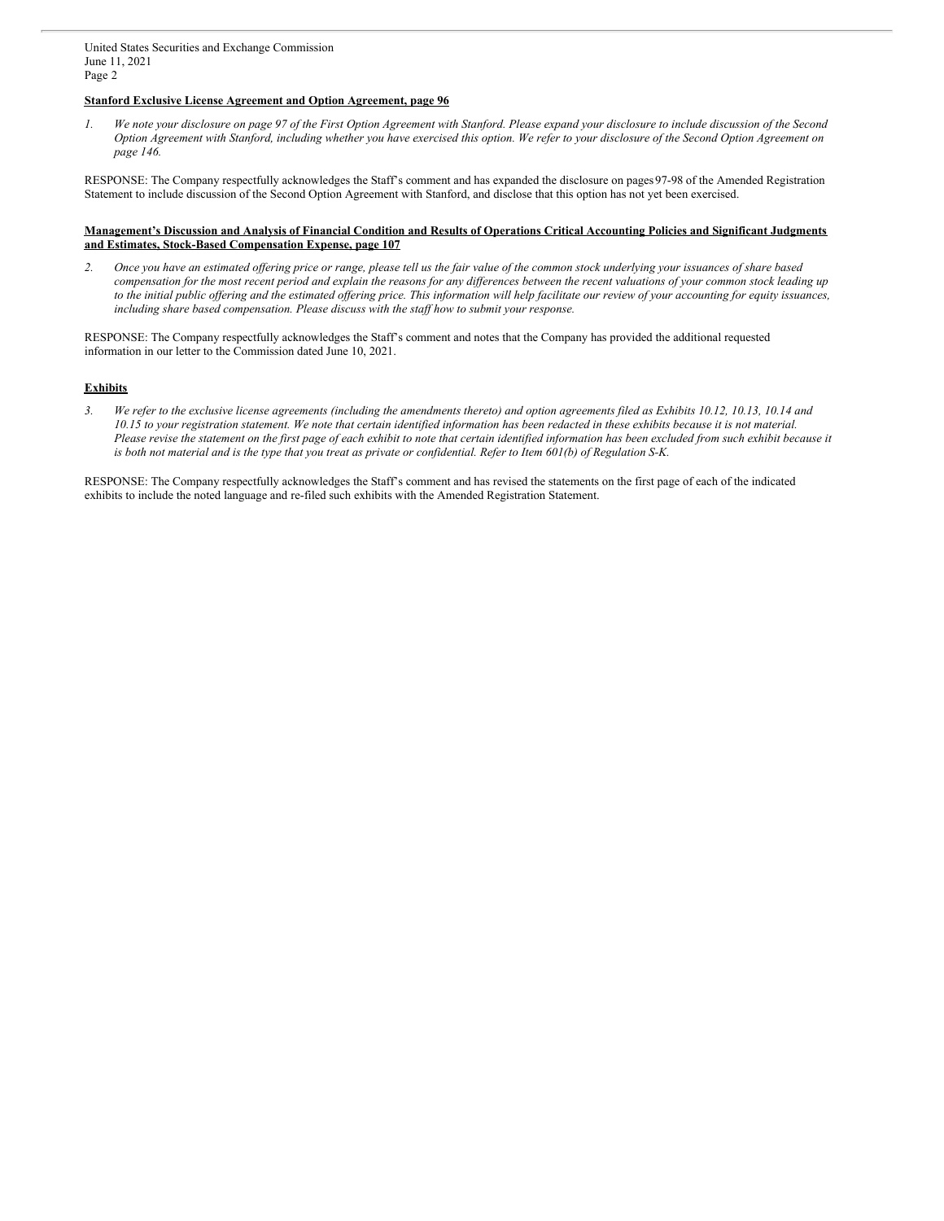**Stanford Exclusive License Agreement and Option Agreement, page 96**

1. *We note your disclosure on page 97 of the First Option Agreement with Stanford. Please expand your disclosure to include discussion of the Second Option Agreement with Stanford, including whether you have exercised this option. We refer to your disclosure of the Second Option Agreement on page 146.*

RESPONSE: The Company respectfully acknowledges the Staff's comment and has expanded the disclosure on pages 97-98 of the Amended Registration Statement to include discussion of the Second Option Agreement with Stanford, and disclose that this option has not yet been exercised.

**Management's Discussion and Analysis of Financial Condition and Results of Operations Critical Accounting Policies and Significant Judgments and Estimates, Stock-Based Compensation Expense, page 107**

2. *Once you have an estimated offering price or range, please tell us the fair value of the common stock underlying your issuances of share based compensation for the most recent period and explain the reasons for any differences between the recent valuations of your common stock leading up to the initial public offering and the estimated offering price. This information will help facilitate our review of your accounting for equity issuances, including share based compensation. Please discuss with the staff how to submit your response.*

RESPONSE: The Company respectfully acknowledges the Staff's comment and notes that the Company has provided the additional requested information in our letter to the Commission dated June 10, 2021.

**Exhibits**

3. *We refer to the exclusive license agreements (including the amendments thereto) and option agreements filed as Exhibits 10.12, 10.13, 10.14 and 10.15 to your registration statement. We note that certain identified information has been redacted in these exhibits because it is not material. Please revise the statement on the first page of each exhibit to note that certain identified information has been excluded from such exhibit because it is both not material and is the type that you treat as private or confidential. Refer to Item 601(b) of Regulation S-K.*

RESPONSE: The Company respectfully acknowledges the Staff's comment and has revised the statements on the first page of each of the indicated exhibits to include the noted language and re-filed such exhibits with the Amended Registration Statement.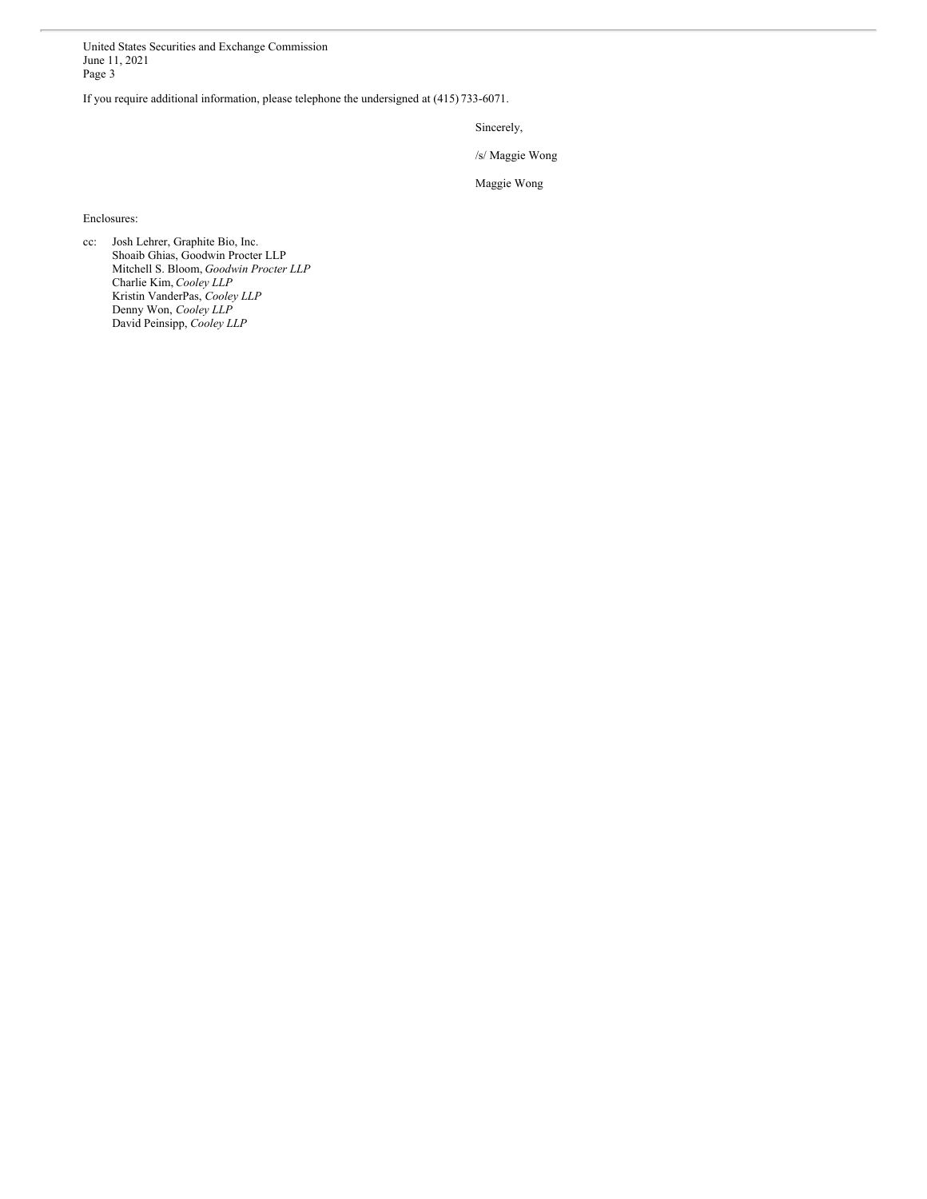If you require additional information, please telephone the undersigned at (415) 733-6071.

Sincerely,

/s/ Maggie Wong

Maggie Wong

Enclosures:

cc: Josh Lehrer, Graphite Bio, Inc.
Shoaib Ghias, Goodwin Procter LLP
Mitchell S. Bloom, *Goodwin Procter LLP*
Charlie Kim, *Cooley LLP*
Kristin VanderPas, *Cooley LLP*
Denny Won, *Cooley LLP*
David Peinsipp, *Cooley LLP*